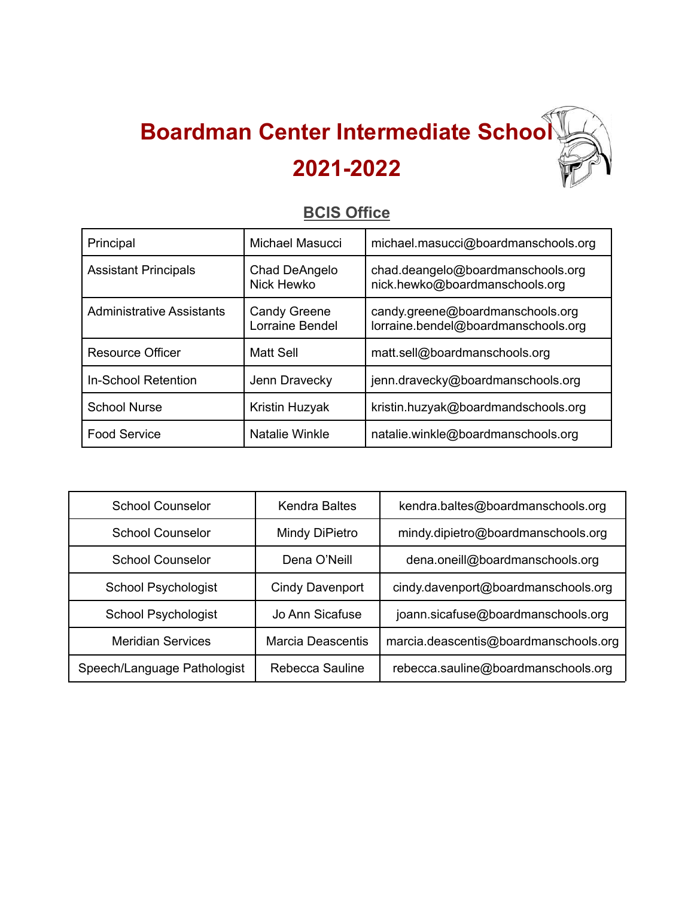# Boardman Center Intermediate School

# 2021-2022

## BCIS Office

| Principal | Michael Masucci | michael.masucci@boardmanschools.org |
|---|---|---|
| Assistant Principals | Chad DeAngelo<br>Nick Hewko | chad.deangelo@boardmanschools.org<br>nick.hewko@boardmanschools.org |
| Administrative Assistants | Candy Greene<br>Lorraine Bendel | candy.greene@boardmanschools.org<br>lorraine.bendel@boardmanschools.org |
| Resource Officer | Matt Sell | matt.sell@boardmanschools.org |
| In-School Retention | Jenn Dravecky | jenn.dravecky@boardmanschools.org |
| School Nurse | Kristin Huzyak | kristin.huzyak@boardmandschools.org |
| Food Service | Natalie Winkle | natalie.winkle@boardmanschools.org |

| School Counselor | Kendra Baltes | kendra.baltes@boardmanschools.org |
|---|---|---|
| School Counselor | Mindy DiPietro | mindy.dipietro@boardmanschools.org |
| School Counselor | Dena O'Neill | dena.oneill@boardmanschools.org |
| School Psychologist | Cindy Davenport | cindy.davenport@boardmanschools.org |
| School Psychologist | Jo Ann Sicafuse | joann.sicafuse@boardmanschools.org |
| Meridian Services | Marcia Deascentis | marcia.deascentis@boardmanschools.org |
| Speech/Language Pathologist | Rebecca Sauline | rebecca.sauline@boardmanschools.org |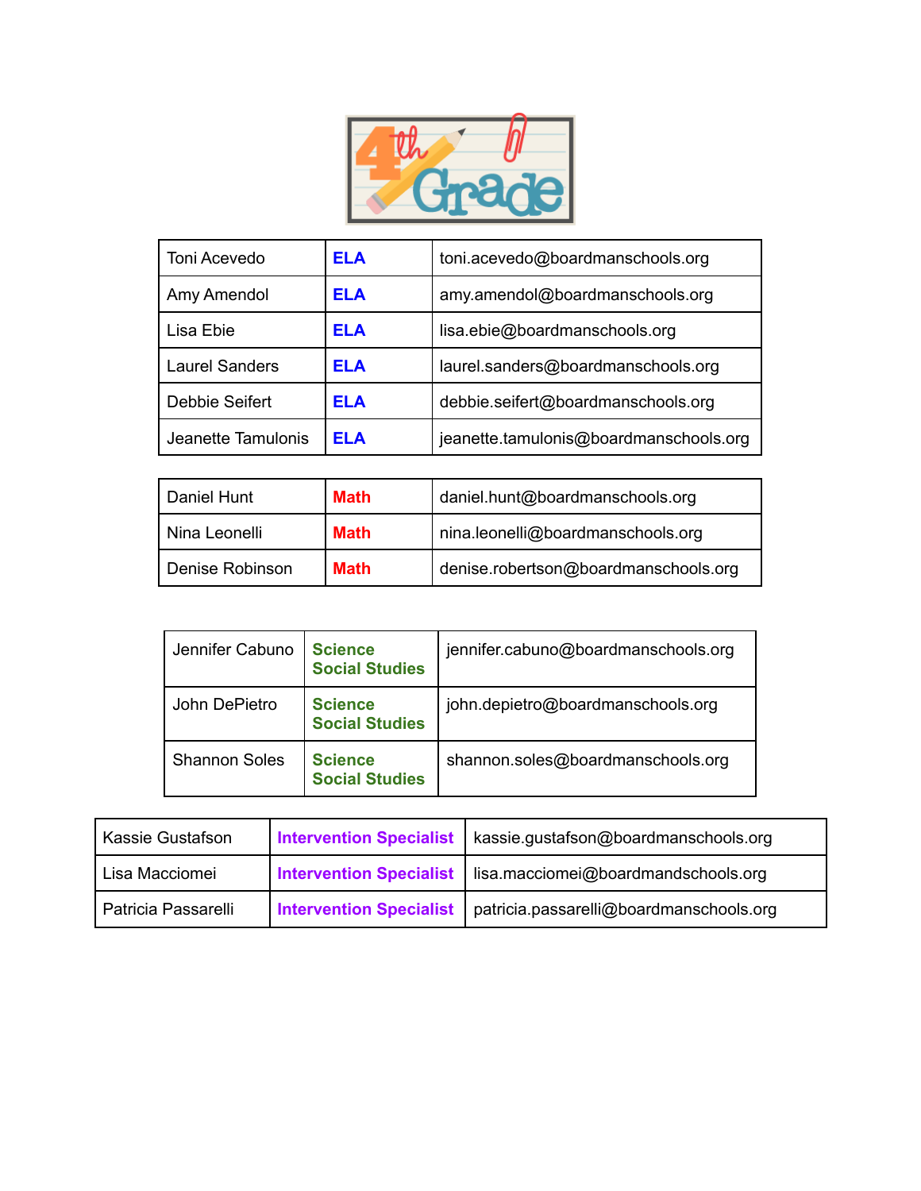# 4th Grade

| | | |
|---|---|---|
| Toni Acevedo | **ELA** | toni.acevedo@boardmanschools.org |
| Amy Amendol | **ELA** | amy.amendol@boardmanschools.org |
| Lisa Ebie | **ELA** | lisa.ebie@boardmanschools.org |
| Laurel Sanders | **ELA** | laurel.sanders@boardmanschools.org |
| Debbie Seifert | **ELA** | debbie.seifert@boardmanschools.org |
| Jeanette Tamulonis | **ELA** | jeanette.tamulonis@boardmanschools.org |

| | | |
|---|---|---|
| Daniel Hunt | **Math** | daniel.hunt@boardmanschools.org |
| Nina Leonelli | **Math** | nina.leonelli@boardmanschools.org |
| Denise Robinson | **Math** | denise.robertson@boardmanschools.org |

| | | |
|---|---|---|
| Jennifer Cabuno | **Science Social Studies** | jennifer.cabuno@boardmanschools.org |
| John DePietro | **Science Social Studies** | john.depietro@boardmanschools.org |
| Shannon Soles | **Science Social Studies** | shannon.soles@boardmanschools.org |

| | | |
|---|---|---|
| Kassie Gustafson | **Intervention Specialist** | kassie.gustafson@boardmanschools.org |
| Lisa Macciomei | **Intervention Specialist** | lisa.macciomei@boardmandschools.org |
| Patricia Passarelli | **Intervention Specialist** | patricia.passarelli@boardmanschools.org |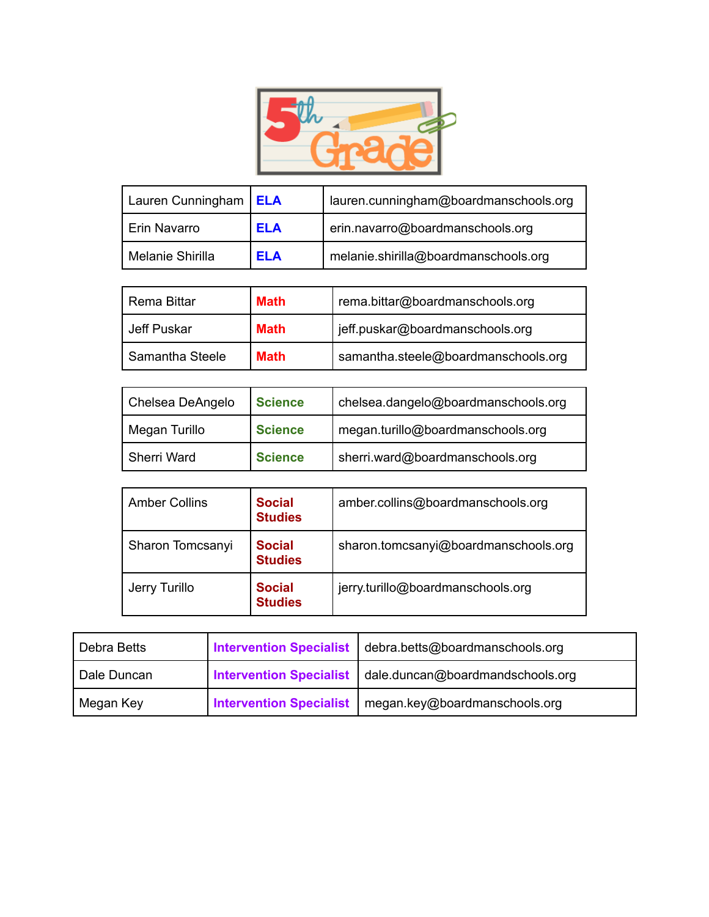# 5th Grade

| | | |
|---|---|---|
| Lauren Cunningham | **ELA** | lauren.cunningham@boardmanschools.org |
| Erin Navarro | **ELA** | erin.navarro@boardmanschools.org |
| Melanie Shirilla | **ELA** | melanie.shirilla@boardmanschools.org |

| | | |
|---|---|---|
| Rema Bittar | **Math** | rema.bittar@boardmanschools.org |
| Jeff Puskar | **Math** | jeff.puskar@boardmanschools.org |
| Samantha Steele | **Math** | samantha.steele@boardmanschools.org |

| | | |
|---|---|---|
| Chelsea DeAngelo | **Science** | chelsea.dangelo@boardmanschools.org |
| Megan Turillo | **Science** | megan.turillo@boardmanschools.org |
| Sherri Ward | **Science** | sherri.ward@boardmanschools.org |

| | | |
|---|---|---|
| Amber Collins | **Social Studies** | amber.collins@boardmanschools.org |
| Sharon Tomcsanyi | **Social Studies** | sharon.tomcsanyi@boardmanschools.org |
| Jerry Turillo | **Social Studies** | jerry.turillo@boardmanschools.org |

| | | |
|---|---|---|
| Debra Betts | **Intervention Specialist** | debra.betts@boardmanschools.org |
| Dale Duncan | **Intervention Specialist** | dale.duncan@boardmandschools.org |
| Megan Key | **Intervention Specialist** | megan.key@boardmanschools.org |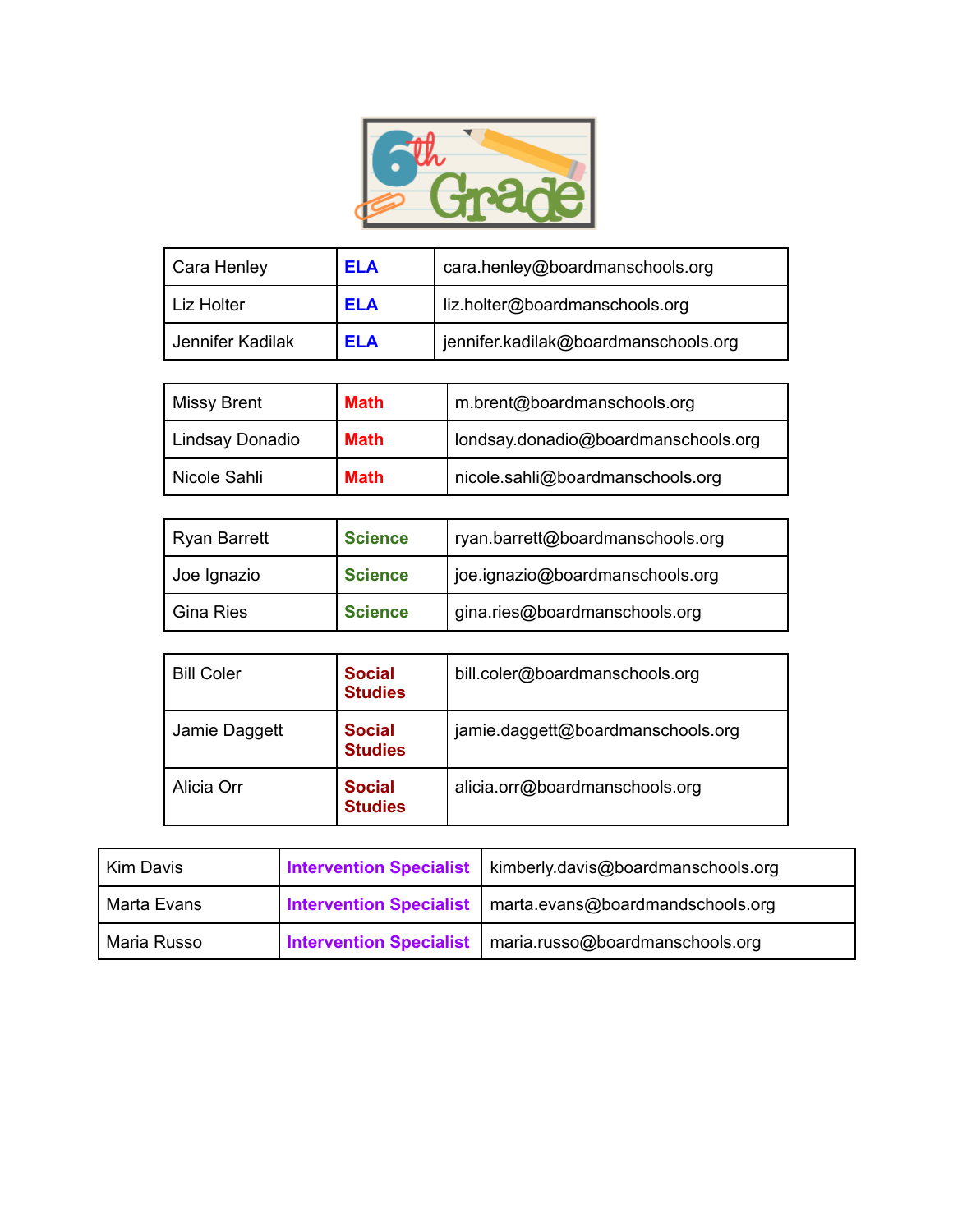# 6th Grade

| Cara Henley | **ELA** | cara.henley@boardmanschools.org |
|---|---|---|
| Liz Holter | **ELA** | liz.holter@boardmanschools.org |
| Jennifer Kadilak | **ELA** | jennifer.kadilak@boardmanschools.org |

| Missy Brent | **Math** | m.brent@boardmanschools.org |
|---|---|---|
| Lindsay Donadio | **Math** | londsay.donadio@boardmanschools.org |
| Nicole Sahli | **Math** | nicole.sahli@boardmanschools.org |

| Ryan Barrett | **Science** | ryan.barrett@boardmanschools.org |
|---|---|---|
| Joe Ignazio | **Science** | joe.ignazio@boardmanschools.org |
| Gina Ries | **Science** | gina.ries@boardmanschools.org |

| Bill Coler | **Social Studies** | bill.coler@boardmanschools.org |
|---|---|---|
| Jamie Daggett | **Social Studies** | jamie.daggett@boardmanschools.org |
| Alicia Orr | **Social Studies** | alicia.orr@boardmanschools.org |

| Kim Davis | **Intervention Specialist** | kimberly.davis@boardmanschools.org |
|---|---|---|
| Marta Evans | **Intervention Specialist** | marta.evans@boardmandschools.org |
| Maria Russo | **Intervention Specialist** | maria.russo@boardmanschools.org |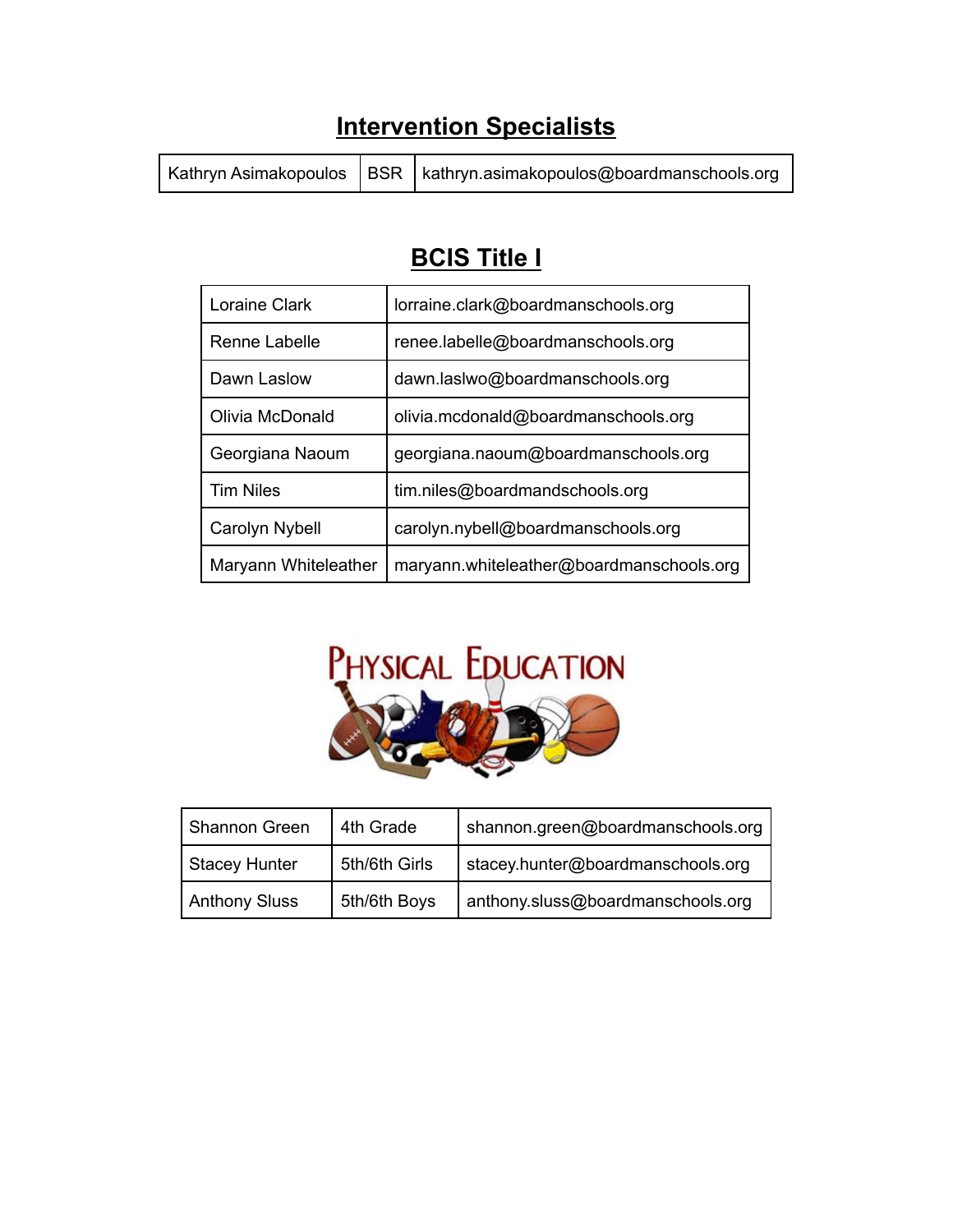## Intervention Specialists

| Kathryn Asimakopoulos | BSR | kathryn.asimakopoulos@boardmanschools.org |
|---|---|---|

## BCIS Title I

| Loraine Clark | lorraine.clark@boardmanschools.org |
|---|---|
| Renne Labelle | renee.labelle@boardmanschools.org |
| Dawn Laslow | dawn.laslwo@boardmanschools.org |
| Olivia McDonald | olivia.mcdonald@boardmanschools.org |
| Georgiana Naoum | georgiana.naoum@boardmanschools.org |
| Tim Niles | tim.niles@boardmandschools.org |
| Carolyn Nybell | carolyn.nybell@boardmanschools.org |
| Maryann Whiteleather | maryann.whiteleather@boardmanschools.org |

## Physical Education

| Shannon Green | 4th Grade | shannon.green@boardmanschools.org |
|---|---|---|
| Stacey Hunter | 5th/6th Girls | stacey.hunter@boardmanschools.org |
| Anthony Sluss | 5th/6th Boys | anthony.sluss@boardmanschools.org |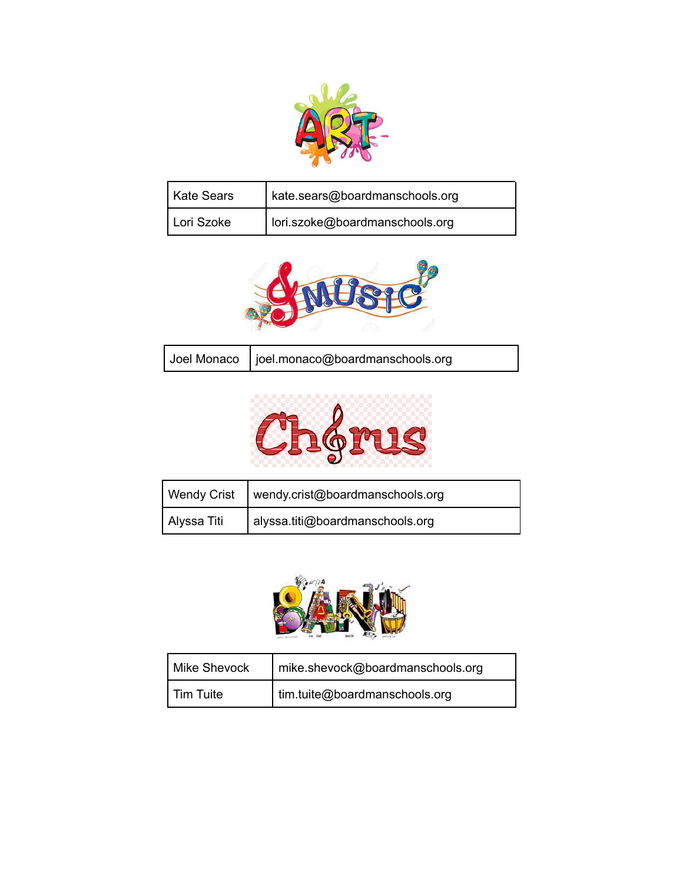# ART

| Kate Sears | kate.sears@boardmanschools.org |
| --- | --- |
| Lori Szoke | lori.szoke@boardmanschools.org |

# MUSIC

| Joel Monaco | joel.monaco@boardmanschools.org |
| --- | --- |

# Chorus

| Wendy Crist | wendy.crist@boardmanschools.org |
| --- | --- |
| Alyssa Titi | alyssa.titi@boardmanschools.org |

# BAND

| Mike Shevock | mike.shevock@boardmanschools.org |
| --- | --- |
| Tim Tuite | tim.tuite@boardmanschools.org |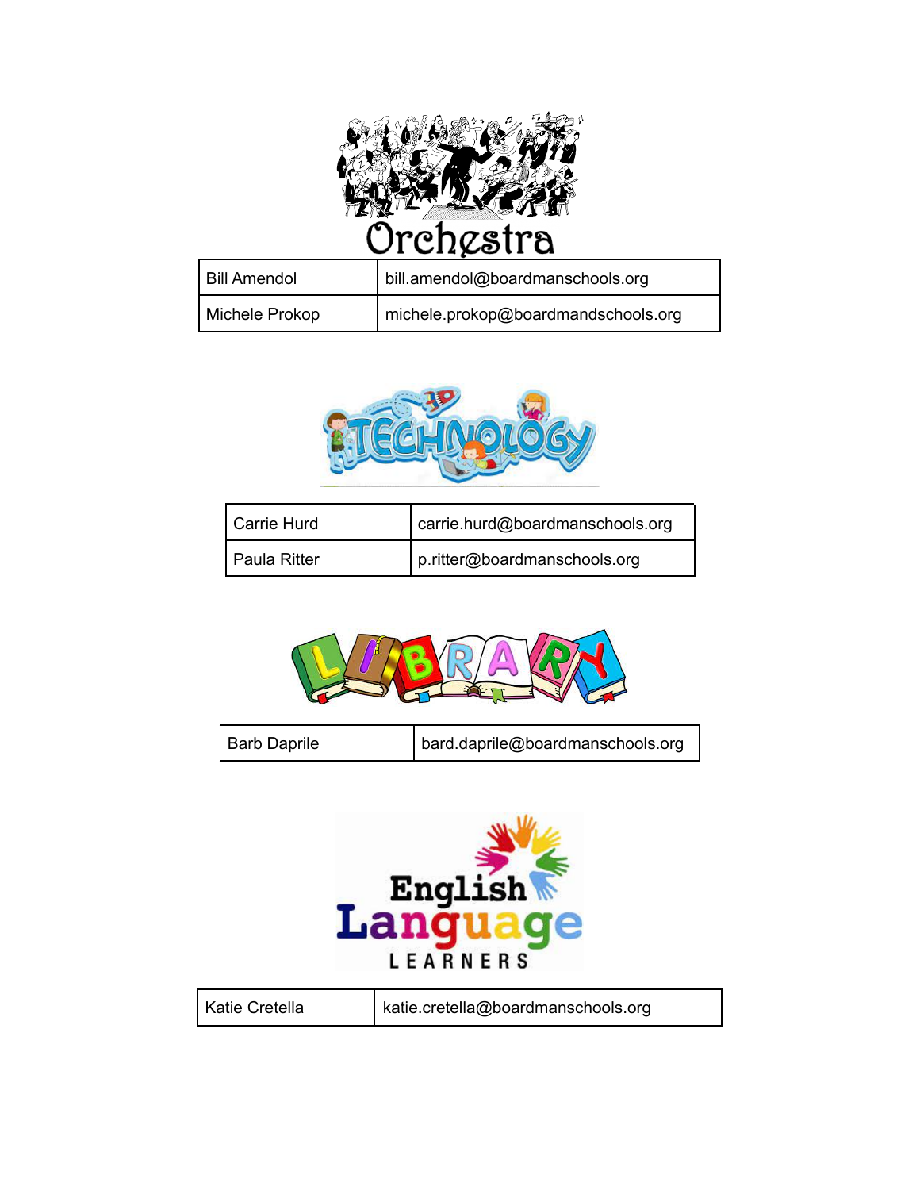# Orchestra

| Bill Amendol | bill.amendol@boardmanschools.org |
| --- | --- |
| Michele Prokop | michele.prokop@boardmandschools.org |

# Technology

| Carrie Hurd | carrie.hurd@boardmanschools.org |
| --- | --- |
| Paula Ritter | p.ritter@boardmanschools.org |

# Library

| Barb Daprile | bard.daprile@boardmanschools.org |
| --- | --- |

# English Language Learners

| Katie Cretella | katie.cretella@boardmanschools.org |
| --- | --- |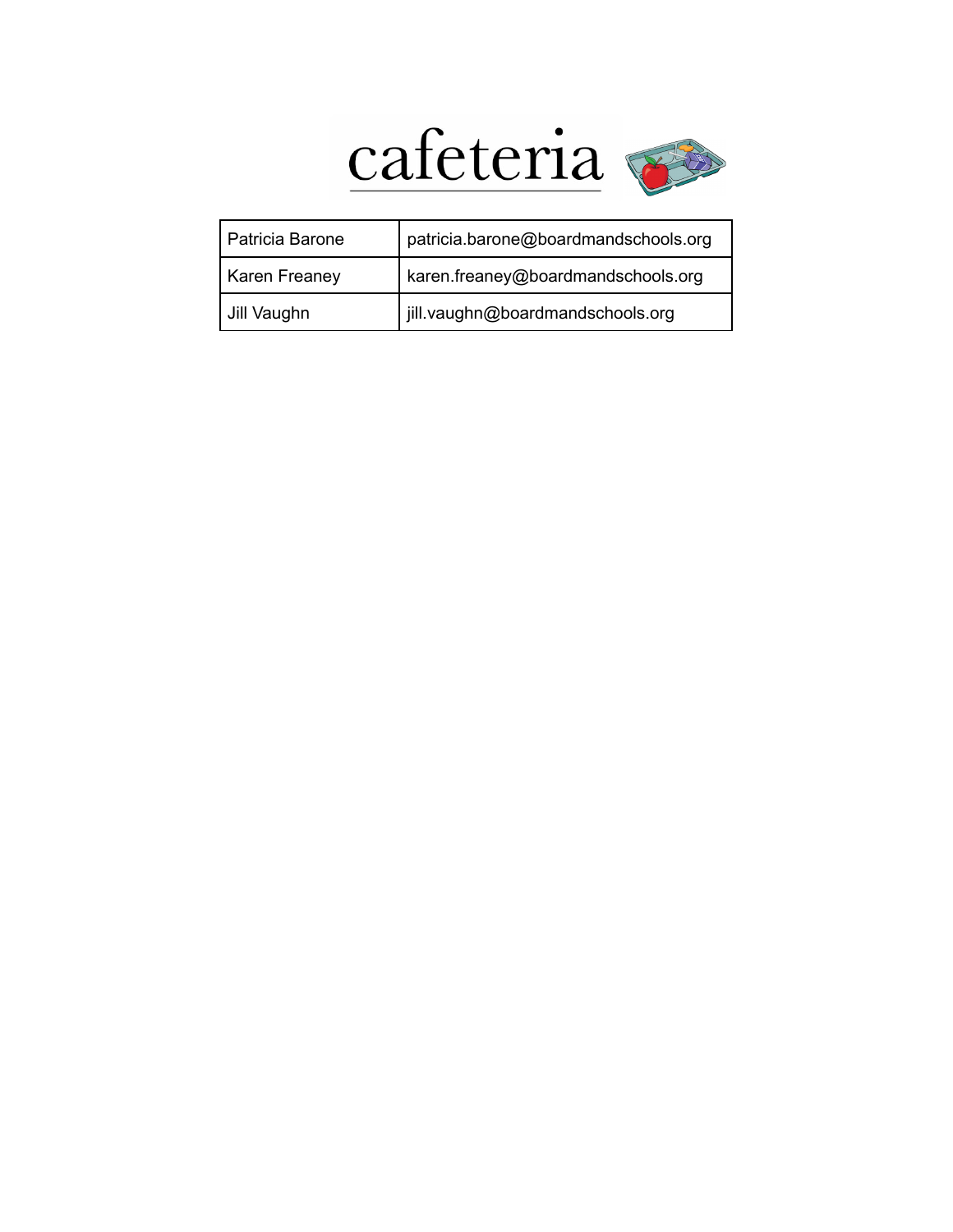# cafeteria

| | |
|---|---|
| Patricia Barone | patricia.barone@boardmandschools.org |
| Karen Freaney | karen.freaney@boardmandschools.org |
| Jill Vaughn | jill.vaughn@boardmandschools.org |